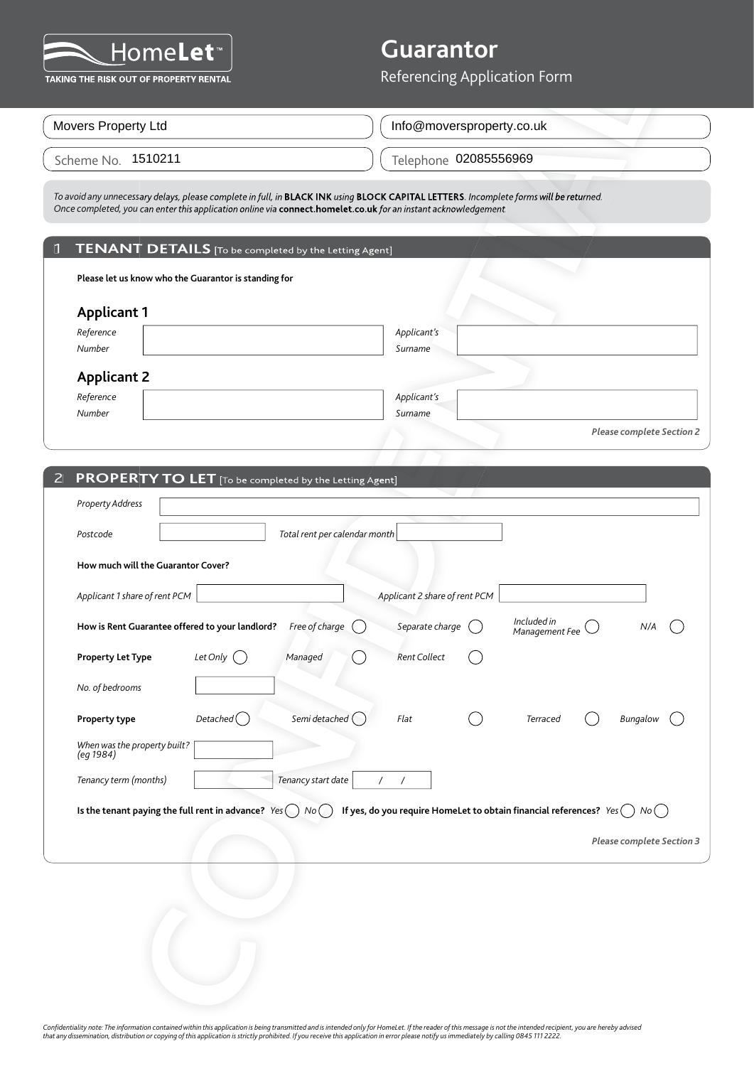# Guarantor

Referencing Application Form

HomeLet™ — TAKING THE RISK OUT OF PROPERTY RENTAL

Movers Property Ltd

Info@moversproperty.co.uk

Scheme No. 1510211

Telephone 02085556969

*To avoid any unnecessary delays, please complete in full, in* **BLACK INK** *using* **BLOCK CAPITAL LETTERS**. *Incomplete forms will be returned. Once completed, you can enter this application online via* **connect.homelet.co.uk** *for an instant acknowledgement*

## 1 TENANT DETAILS [To be completed by the Letting Agent]

**Please let us know who the Guarantor is standing for**

### Applicant 1

*Reference Number* ______________________ *Applicant's Surname* ______________________

### Applicant 2

*Reference Number* ______________________ *Applicant's Surname* ______________________

***Please complete Section 2***

## 2 PROPERTY TO LET [To be completed by the Letting Agent]

*Property Address* ______________________

*Postcode* __________ *Total rent per calendar month* __________

**How much will the Guarantor Cover?**

*Applicant 1 share of rent PCM* __________ *Applicant 2 share of rent PCM* __________

**How is Rent Guarantee offered to your landlord?** *Free of charge* ◯ *Separate charge* ◯ *Included in Management Fee* ◯ *N/A* ◯

**Property Let Type** *Let Only* ◯ *Managed* ◯ *Rent Collect* ◯

*No. of bedrooms* __________

**Property type** *Detached* ◯ *Semi detached* ◯ *Flat* ◯ *Terraced* ◯ *Bungalow* ◯

*When was the property built? (eg 1984)* __________

*Tenancy term (months)* __________ *Tenancy start date* / /

**Is the tenant paying the full rent in advance?** *Yes* ◯ *No* ◯ **If yes, do you require HomeLet to obtain financial references?** *Yes* ◯ *No* ◯

***Please complete Section 3***

*Confidentiality note: The information contained within this application is being transmitted and is intended only for HomeLet. If the reader of this message is not the intended recipient, you are hereby advised that any dissemination, distribution or copying of this application is strictly prohibited. If you receive this application in error please notify us immediately by calling 0845 111 2222.*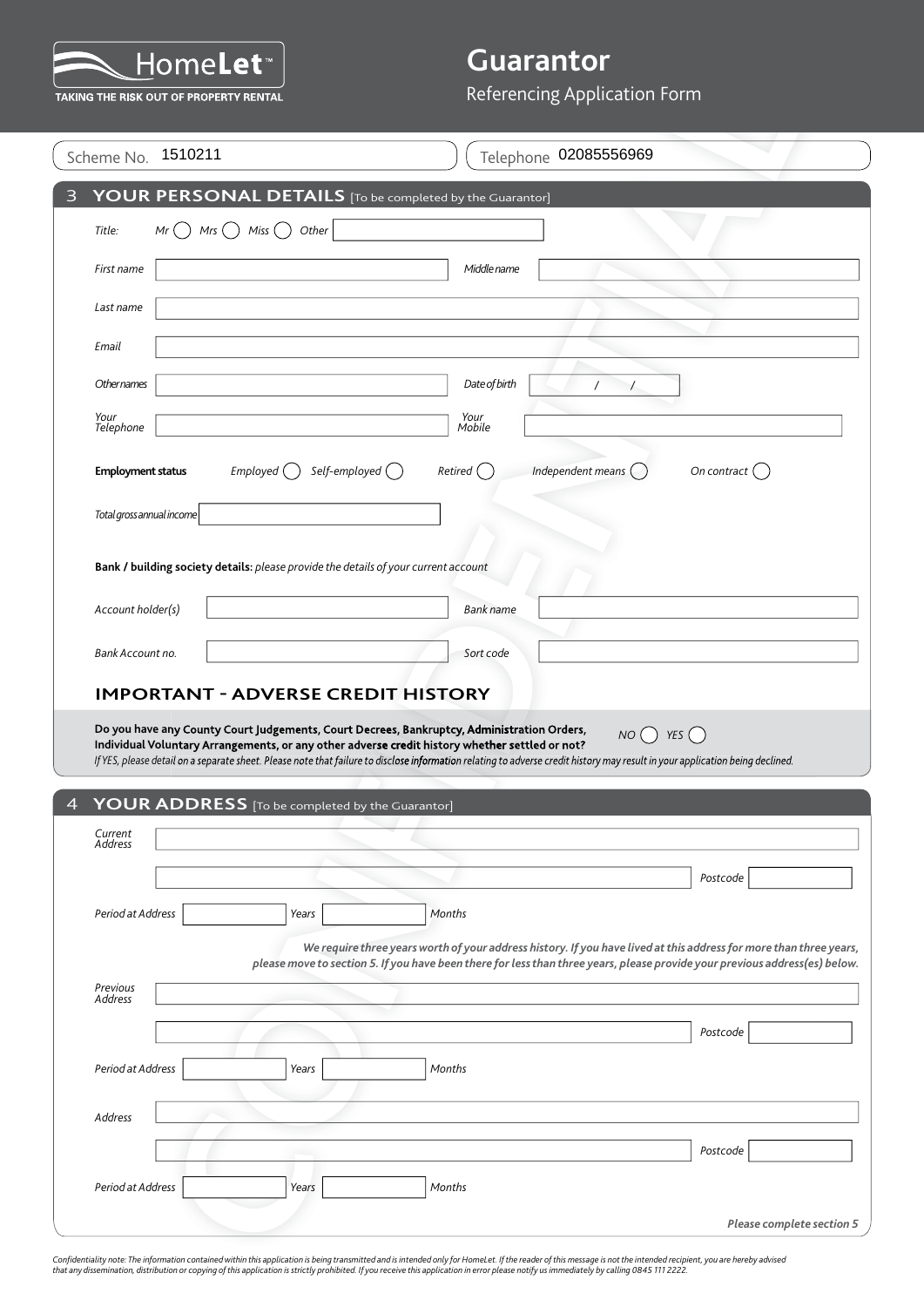# HomeLet™

TAKING THE RISK OUT OF PROPERTY RENTAL

# Guarantor

Referencing Application Form

Scheme No. 1510211

Telephone 02085556969

## 3 YOUR PERSONAL DETAILS [To be completed by the Guarantor]

*Title:* *Mr* ◯ *Mrs* ◯ *Miss* ◯ *Other* ___

*First name* ___ *Middle name* ___

*Last name* ___

*Email* ___

*Other names* ___ *Date of birth* / /

*Your Telephone* ___ *Your Mobile* ___

**Employment status** *Employed* ◯ *Self-employed* ◯ *Retired* ◯ *Independent means* ◯ *On contract* ◯

*Total gross annual income* ___

**Bank / building society details:** *please provide the details of your current account*

*Account holder(s)* ___ *Bank name* ___

*Bank Account no.* ___ *Sort code* ___

### IMPORTANT - ADVERSE CREDIT HISTORY

**Do you have any County Court Judgements, Court Decrees, Bankruptcy, Administration Orders, Individual Voluntary Arrangements, or any other adverse credit history whether settled or not?** *NO* ◯ *YES* ◯

*If YES, please detail on a separate sheet. Please note that failure to disclose information relating to adverse credit history may result in your application being declined.*

## 4 YOUR ADDRESS [To be completed by the Guarantor]

*Current Address* ___

___ *Postcode* ___

*Period at Address* ___ *Years* ___ *Months*

***We require three years worth of your address history. If you have lived at this address for more than three years, please move to section 5. If you have been there for less than three years, please provide your previous address(es) below.***

*Previous Address* ___

___ *Postcode* ___

*Period at Address* ___ *Years* ___ *Months*

*Address* ___

___ *Postcode* ___

*Period at Address* ___ *Years* ___ *Months*

***Please complete section 5***

*Confidentiality note: The information contained within this application is being transmitted and is intended only for HomeLet. If the reader of this message is not the intended recipient, you are hereby advised that any dissemination, distribution or copying of this application is strictly prohibited. If you receive this application in error please notify us immediately by calling 0845 111 2222.*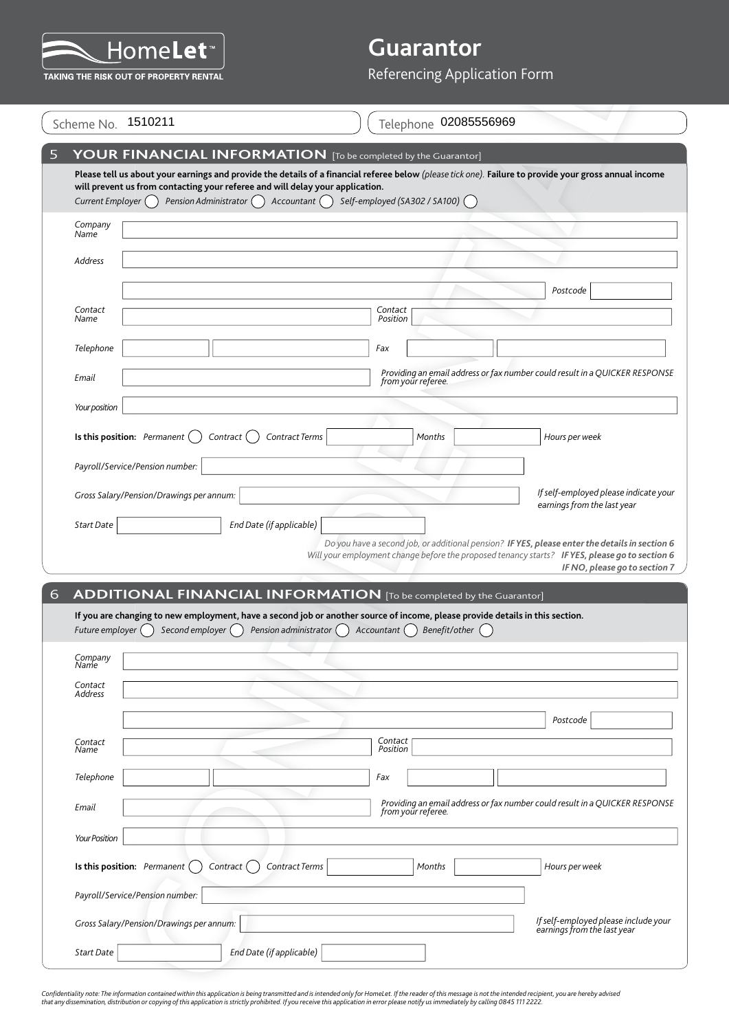# HomeLet™

TAKING THE RISK OUT OF PROPERTY RENTAL

# Guarantor

Referencing Application Form

Scheme No. 1510211

Telephone 02085556969

## 5 YOUR FINANCIAL INFORMATION [To be completed by the Guarantor]

**Please tell us about your earnings and provide the details of a financial referee below** *(please tick one).* **Failure to provide your gross annual income will prevent us from contacting your referee and will delay your application.**

*Current Employer* ◯ *Pension Administrator* ◯ *Accountant* ◯ *Self-employed (SA302 / SA100)* ◯

*Company Name*

*Address*

*Postcode*

*Contact Name*

*Contact Position*

*Telephone*

*Fax*

*Email*

*Providing an email address or fax number could result in a QUICKER RESPONSE from your referee.*

*Your position*

**Is this position:** *Permanent* ◯ *Contract* ◯ *Contract Terms* *Months* *Hours per week*

*Payroll/Service/Pension number:*

*Gross Salary/Pension/Drawings per annum:*

*If self-employed please indicate your earnings from the last year*

*Start Date*

*End Date (if applicable)*

*Do you have a second job, or additional pension?* ***IF YES, please enter the details in section 6***

*Will your employment change before the proposed tenancy starts?* ***IF YES, please go to section 6***

***IF NO, please go to section 7***

## 6 ADDITIONAL FINANCIAL INFORMATION [To be completed by the Guarantor]

**If you are changing to new employment, have a second job or another source of income, please provide details in this section.**

*Future employer* ◯ *Second employer* ◯ *Pension administrator* ◯ *Accountant* ◯ *Benefit/other* ◯

*Company Name*

*Contact Address*

*Postcode*

*Contact Name*

*Contact Position*

*Telephone*

*Fax*

*Email*

*Providing an email address or fax number could result in a QUICKER RESPONSE from your referee.*

*Your Position*

**Is this position:** *Permanent* ◯ *Contract* ◯ *Contract Terms* *Months* *Hours per week*

*Payroll/Service/Pension number:*

*Gross Salary/Pension/Drawings per annum:*

*If self-employed please include your earnings from the last year*

*Start Date*

*End Date (if applicable)*

*Confidentiality note: The information contained within this application is being transmitted and is intended only for HomeLet. If the reader of this message is not the intended recipient, you are hereby advised that any dissemination, distribution or copying of this application is strictly prohibited. If you receive this application in error please notify us immediately by calling 0845 111 2222.*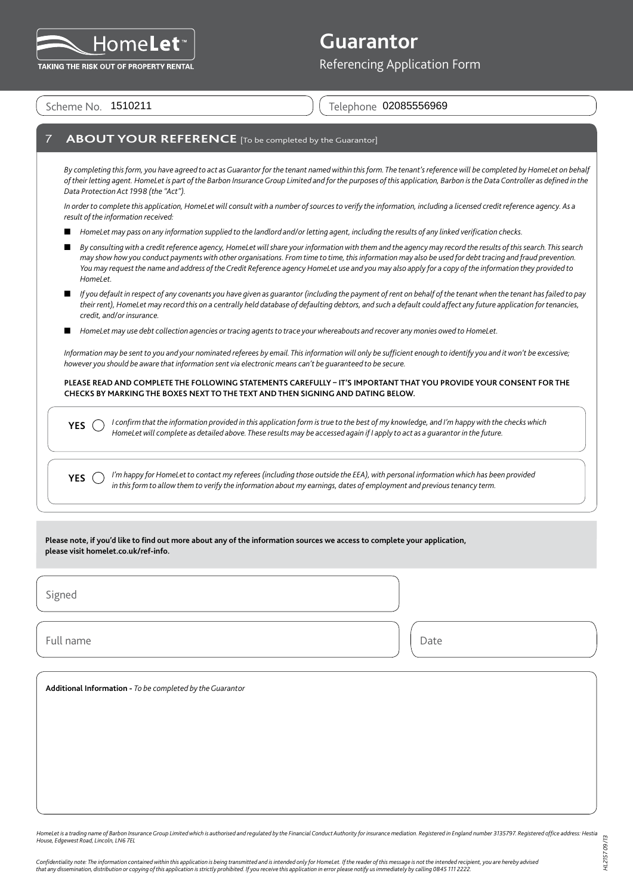HomeLet™
TAKING THE RISK OUT OF PROPERTY RENTAL

# Guarantor

Referencing Application Form

Scheme No. 1510211

Telephone 02085556969

## 7 ABOUT YOUR REFERENCE [To be completed by the Guarantor]

*By completing this form, you have agreed to act as Guarantor for the tenant named within this form. The tenant's reference will be completed by HomeLet on behalf of their letting agent. HomeLet is part of the Barbon Insurance Group Limited and for the purposes of this application, Barbon is the Data Controller as defined in the Data Protection Act 1998 (the "Act").*

*In order to complete this application, HomeLet will consult with a number of sources to verify the information, including a licensed credit reference agency. As a result of the information received:*

- *HomeLet may pass on any information supplied to the landlord and/or letting agent, including the results of any linked verification checks.*
- *By consulting with a credit reference agency, HomeLet will share your information with them and the agency may record the results of this search. This search may show how you conduct payments with other organisations. From time to time, this information may also be used for debt tracing and fraud prevention. You may request the name and address of the Credit Reference agency HomeLet use and you may also apply for a copy of the information they provided to HomeLet.*
- *If you default in respect of any covenants you have given as guarantor (including the payment of rent on behalf of the tenant when the tenant has failed to pay their rent), HomeLet may record this on a centrally held database of defaulting debtors, and such a default could affect any future application for tenancies, credit, and/or insurance.*
- *HomeLet may use debt collection agencies or tracing agents to trace your whereabouts and recover any monies owed to HomeLet.*

*Information may be sent to you and your nominated referees by email. This information will only be sufficient enough to identify you and it won't be excessive; however you should be aware that information sent via electronic means can't be guaranteed to be secure.*

**PLEASE READ AND COMPLETE THE FOLLOWING STATEMENTS CAREFULLY – IT'S IMPORTANT THAT YOU PROVIDE YOUR CONSENT FOR THE CHECKS BY MARKING THE BOXES NEXT TO THE TEXT AND THEN SIGNING AND DATING BELOW.**

**YES** ◯ *I confirm that the information provided in this application form is true to the best of my knowledge, and I'm happy with the checks which HomeLet will complete as detailed above. These results may be accessed again if I apply to act as a guarantor in the future.*

**YES** ◯ *I'm happy for HomeLet to contact my referees (including those outside the EEA), with personal information which has been provided in this form to allow them to verify the information about my earnings, dates of employment and previous tenancy term.*

**Please note, if you'd like to find out more about any of the information sources we access to complete your application, please visit homelet.co.uk/ref-info.**

Signed

Full name

Date

**Additional Information -** *To be completed by the Guarantor*

*HomeLet is a trading name of Barbon Insurance Group Limited which is authorised and regulated by the Financial Conduct Authority for insurance mediation. Registered in England number 3135797. Registered office address: Hestia House, Edgewest Road, Lincoln, LN6 7EL*

*Confidentiality note: The information contained within this application is being transmitted and is intended only for HomeLet. If the reader of this message is not the intended recipient, you are hereby advised that any dissemination, distribution or copying of this application is strictly prohibited. If you receive this application in error please notify us immediately by calling 0845 111 2222.*

*HL2157 09/13*